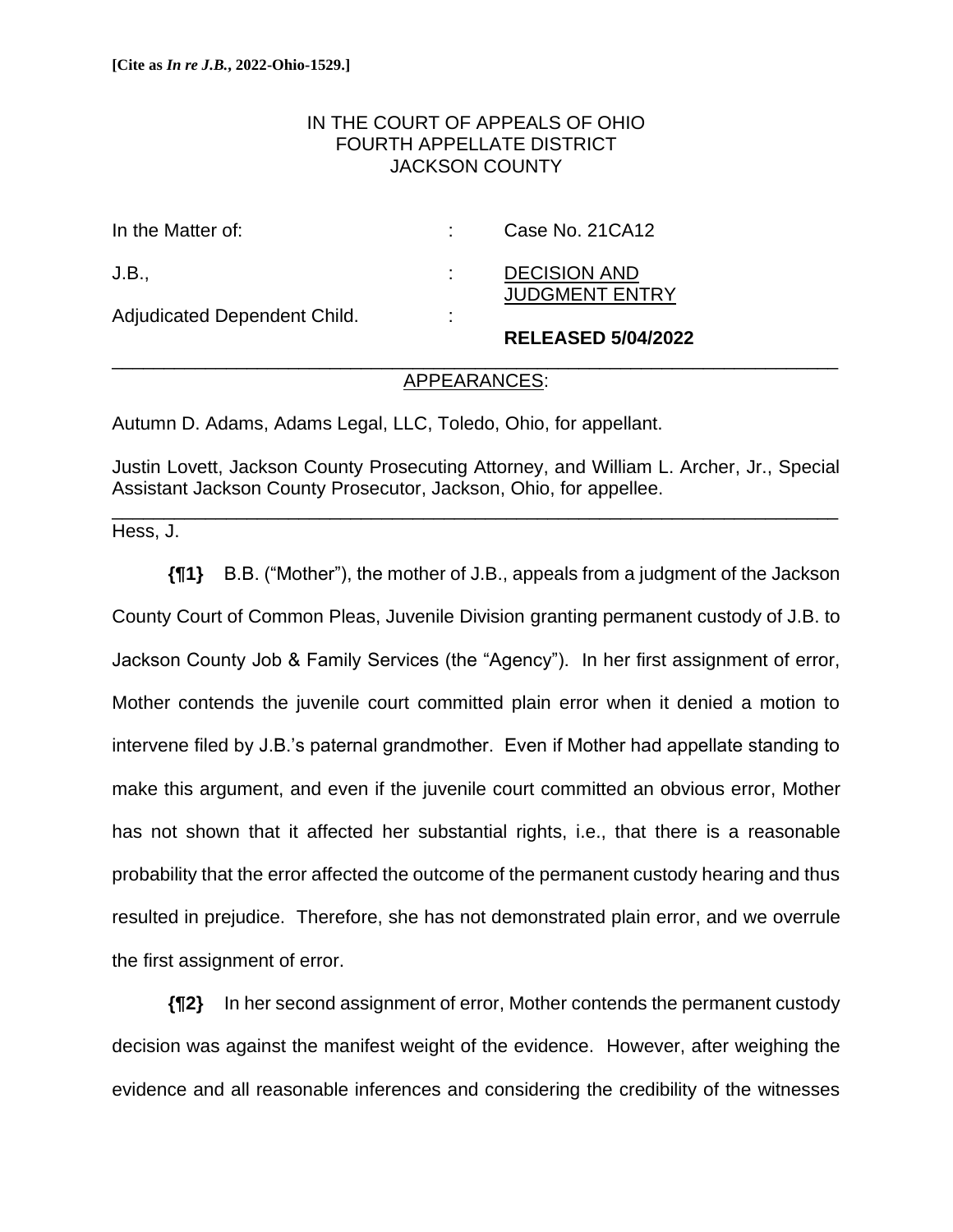**[Cite as *In re J.B.*, 2022-Ohio-1529.]**

IN THE COURT OF APPEALS OF OHIO
FOURTH APPELLATE DISTRICT
JACKSON COUNTY

| | | |
|---|---|---|
| In the Matter of: | : | Case No. 21CA12 |
| J.B., | : | DECISION AND JUDGMENT ENTRY |
| Adjudicated Dependent Child. | : | **RELEASED 5/04/2022** |

---

APPEARANCES:

Autumn D. Adams, Adams Legal, LLC, Toledo, Ohio, for appellant.

Justin Lovett, Jackson County Prosecuting Attorney, and William L. Archer, Jr., Special Assistant Jackson County Prosecutor, Jackson, Ohio, for appellee.

---

Hess, J.

**{¶1}** B.B. ("Mother"), the mother of J.B., appeals from a judgment of the Jackson County Court of Common Pleas, Juvenile Division granting permanent custody of J.B. to Jackson County Job & Family Services (the "Agency"). In her first assignment of error, Mother contends the juvenile court committed plain error when it denied a motion to intervene filed by J.B.'s paternal grandmother. Even if Mother had appellate standing to make this argument, and even if the juvenile court committed an obvious error, Mother has not shown that it affected her substantial rights, i.e., that there is a reasonable probability that the error affected the outcome of the permanent custody hearing and thus resulted in prejudice. Therefore, she has not demonstrated plain error, and we overrule the first assignment of error.

**{¶2}** In her second assignment of error, Mother contends the permanent custody decision was against the manifest weight of the evidence. However, after weighing the evidence and all reasonable inferences and considering the credibility of the witnesses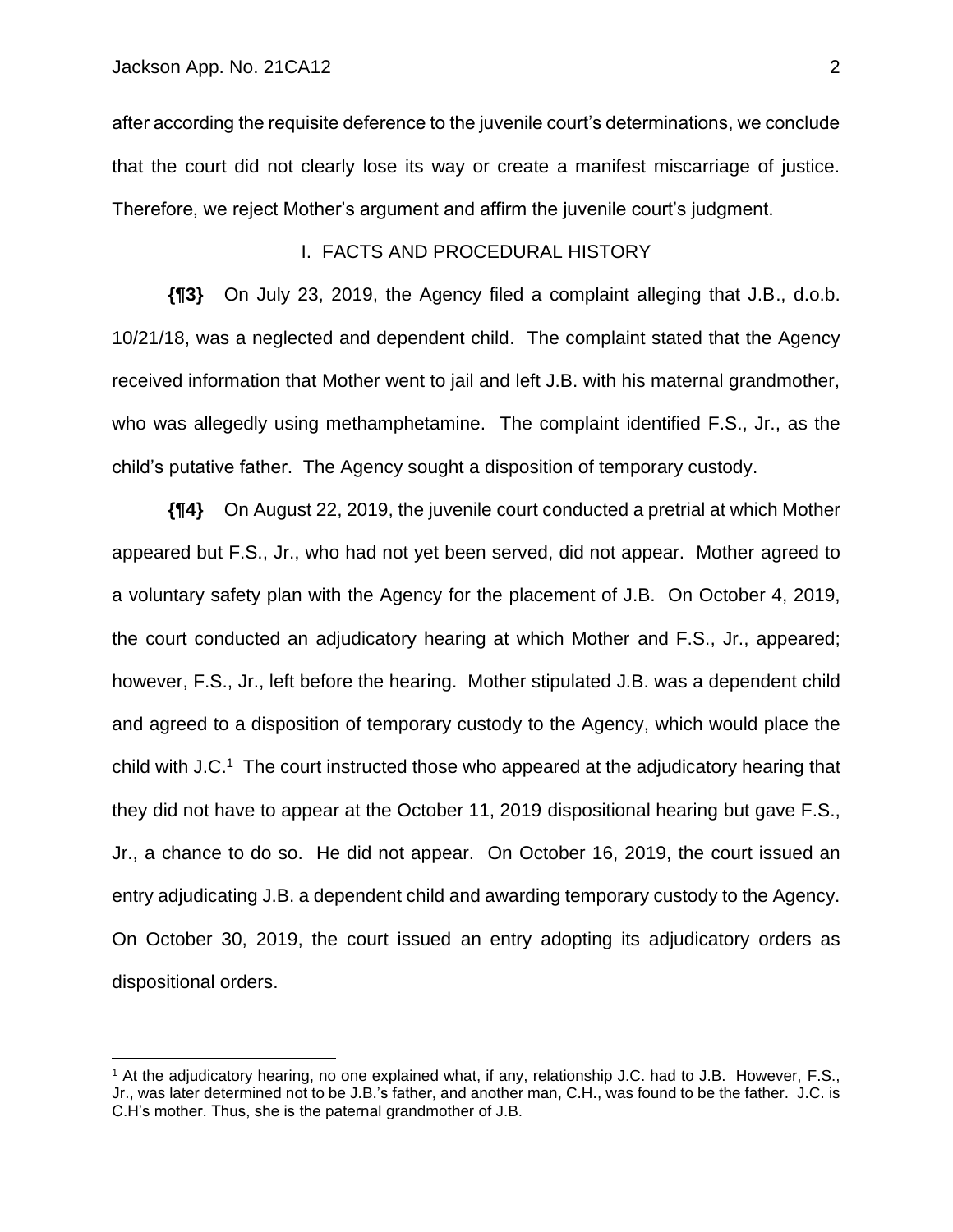after according the requisite deference to the juvenile court's determinations, we conclude that the court did not clearly lose its way or create a manifest miscarriage of justice. Therefore, we reject Mother's argument and affirm the juvenile court's judgment.

## I. FACTS AND PROCEDURAL HISTORY

**{¶3}** On July 23, 2019, the Agency filed a complaint alleging that J.B., d.o.b. 10/21/18, was a neglected and dependent child. The complaint stated that the Agency received information that Mother went to jail and left J.B. with his maternal grandmother, who was allegedly using methamphetamine. The complaint identified F.S., Jr., as the child's putative father. The Agency sought a disposition of temporary custody.

**{¶4}** On August 22, 2019, the juvenile court conducted a pretrial at which Mother appeared but F.S., Jr., who had not yet been served, did not appear. Mother agreed to a voluntary safety plan with the Agency for the placement of J.B. On October 4, 2019, the court conducted an adjudicatory hearing at which Mother and F.S., Jr., appeared; however, F.S., Jr., left before the hearing. Mother stipulated J.B. was a dependent child and agreed to a disposition of temporary custody to the Agency, which would place the child with J.C.[1] The court instructed those who appeared at the adjudicatory hearing that they did not have to appear at the October 11, 2019 dispositional hearing but gave F.S., Jr., a chance to do so. He did not appear. On October 16, 2019, the court issued an entry adjudicating J.B. a dependent child and awarding temporary custody to the Agency. On October 30, 2019, the court issued an entry adopting its adjudicatory orders as dispositional orders.

[1] At the adjudicatory hearing, no one explained what, if any, relationship J.C. had to J.B. However, F.S., Jr., was later determined not to be J.B.'s father, and another man, C.H., was found to be the father. J.C. is C.H's mother. Thus, she is the paternal grandmother of J.B.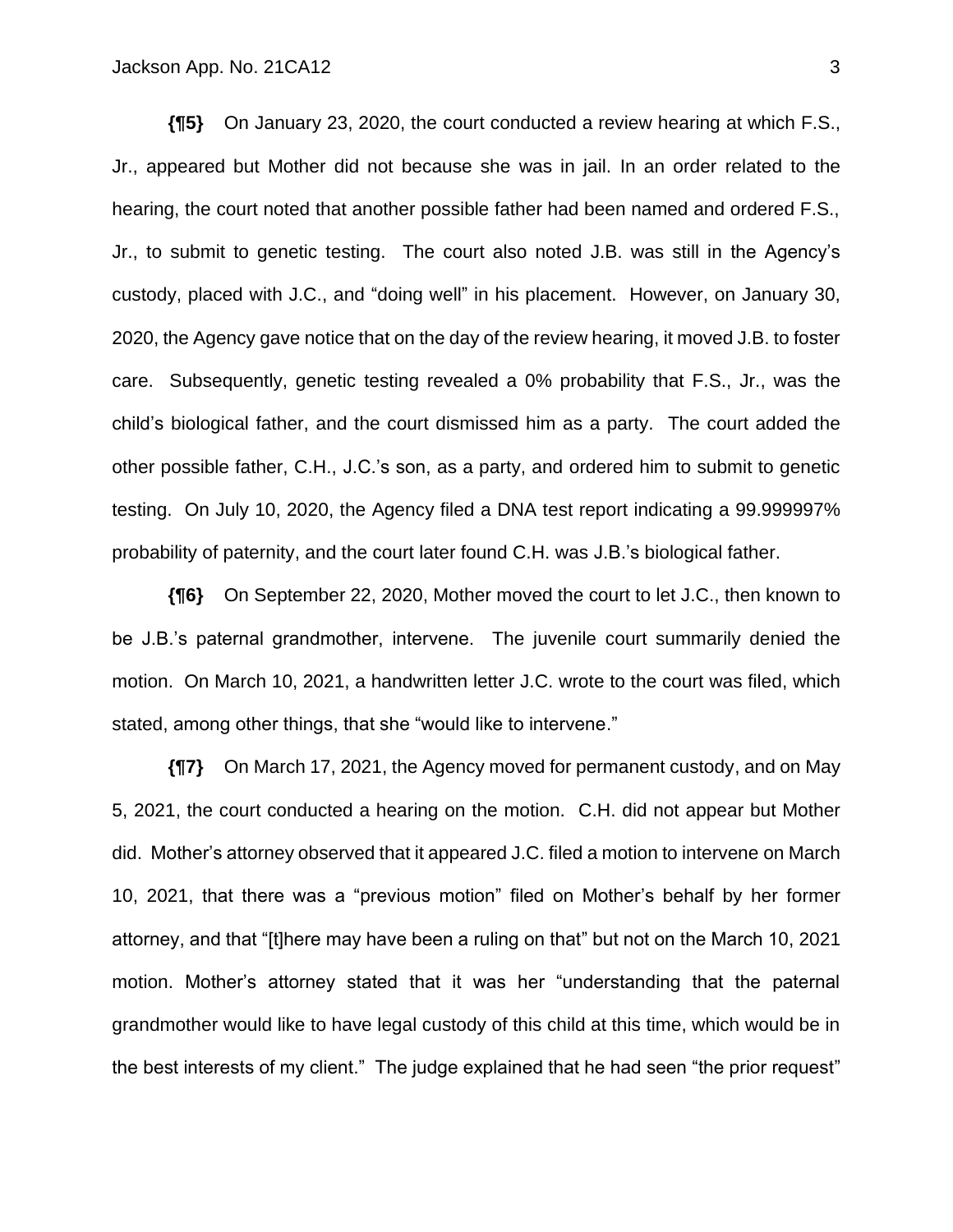**{¶5}** On January 23, 2020, the court conducted a review hearing at which F.S., Jr., appeared but Mother did not because she was in jail. In an order related to the hearing, the court noted that another possible father had been named and ordered F.S., Jr., to submit to genetic testing. The court also noted J.B. was still in the Agency's custody, placed with J.C., and "doing well" in his placement. However, on January 30, 2020, the Agency gave notice that on the day of the review hearing, it moved J.B. to foster care. Subsequently, genetic testing revealed a 0% probability that F.S., Jr., was the child's biological father, and the court dismissed him as a party. The court added the other possible father, C.H., J.C.'s son, as a party, and ordered him to submit to genetic testing. On July 10, 2020, the Agency filed a DNA test report indicating a 99.999997% probability of paternity, and the court later found C.H. was J.B.'s biological father.

**{¶6}** On September 22, 2020, Mother moved the court to let J.C., then known to be J.B.'s paternal grandmother, intervene. The juvenile court summarily denied the motion. On March 10, 2021, a handwritten letter J.C. wrote to the court was filed, which stated, among other things, that she "would like to intervene."

**{¶7}** On March 17, 2021, the Agency moved for permanent custody, and on May 5, 2021, the court conducted a hearing on the motion. C.H. did not appear but Mother did. Mother's attorney observed that it appeared J.C. filed a motion to intervene on March 10, 2021, that there was a "previous motion" filed on Mother's behalf by her former attorney, and that "[t]here may have been a ruling on that" but not on the March 10, 2021 motion. Mother's attorney stated that it was her "understanding that the paternal grandmother would like to have legal custody of this child at this time, which would be in the best interests of my client." The judge explained that he had seen "the prior request"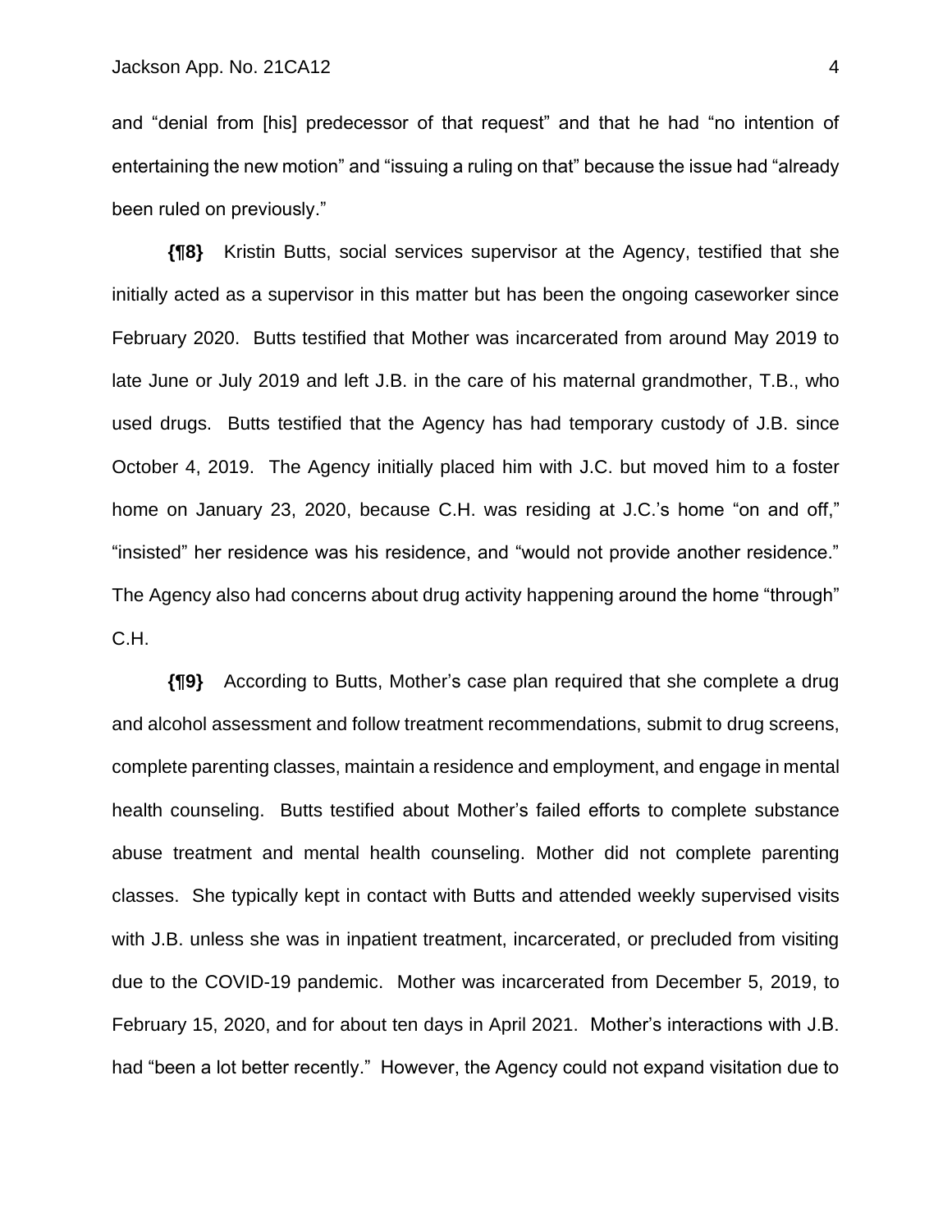and "denial from [his] predecessor of that request" and that he had "no intention of entertaining the new motion" and "issuing a ruling on that" because the issue had "already been ruled on previously."

**{¶8}** Kristin Butts, social services supervisor at the Agency, testified that she initially acted as a supervisor in this matter but has been the ongoing caseworker since February 2020. Butts testified that Mother was incarcerated from around May 2019 to late June or July 2019 and left J.B. in the care of his maternal grandmother, T.B., who used drugs. Butts testified that the Agency has had temporary custody of J.B. since October 4, 2019. The Agency initially placed him with J.C. but moved him to a foster home on January 23, 2020, because C.H. was residing at J.C.'s home "on and off," "insisted" her residence was his residence, and "would not provide another residence." The Agency also had concerns about drug activity happening around the home "through" C.H.

**{¶9}** According to Butts, Mother's case plan required that she complete a drug and alcohol assessment and follow treatment recommendations, submit to drug screens, complete parenting classes, maintain a residence and employment, and engage in mental health counseling. Butts testified about Mother's failed efforts to complete substance abuse treatment and mental health counseling. Mother did not complete parenting classes. She typically kept in contact with Butts and attended weekly supervised visits with J.B. unless she was in inpatient treatment, incarcerated, or precluded from visiting due to the COVID-19 pandemic. Mother was incarcerated from December 5, 2019, to February 15, 2020, and for about ten days in April 2021. Mother's interactions with J.B. had "been a lot better recently." However, the Agency could not expand visitation due to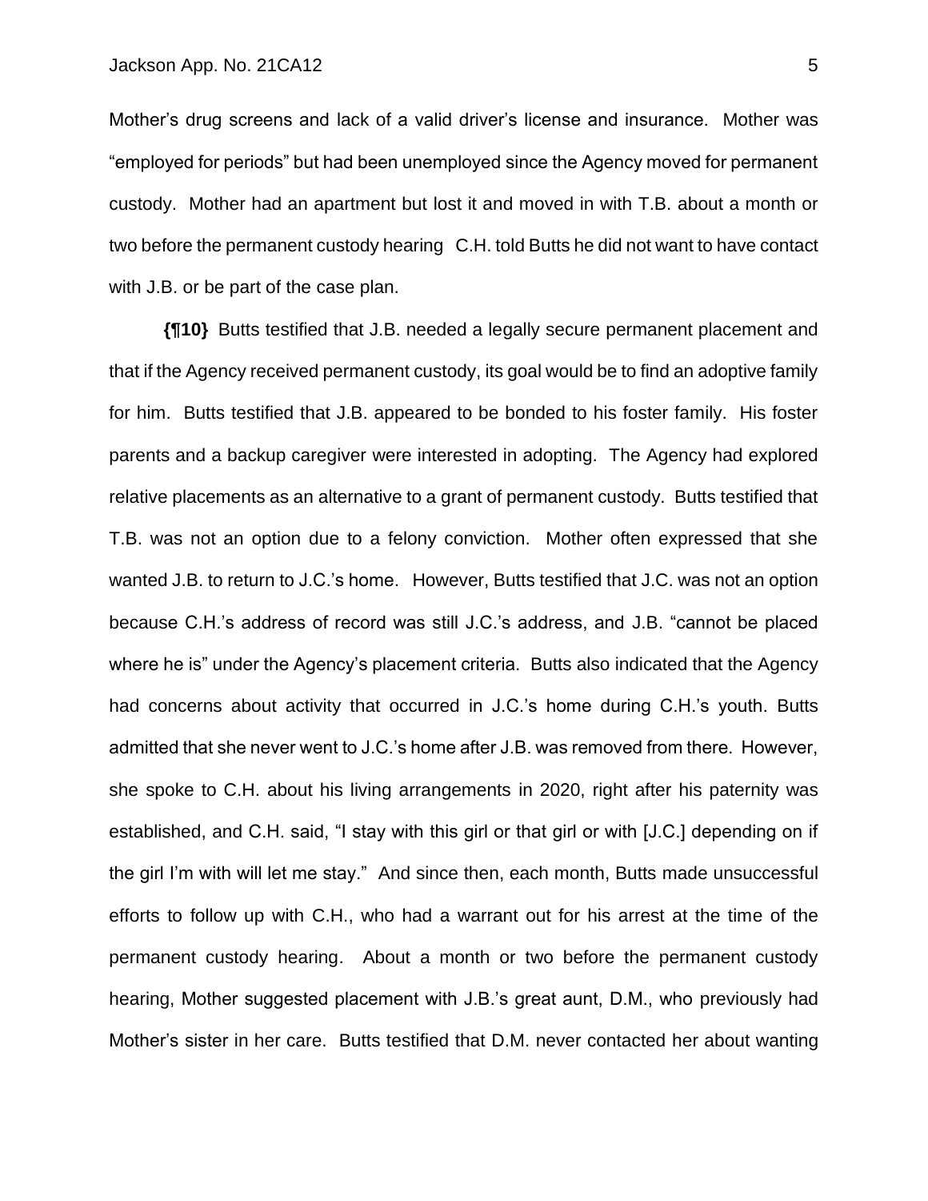Mother's drug screens and lack of a valid driver's license and insurance. Mother was "employed for periods" but had been unemployed since the Agency moved for permanent custody. Mother had an apartment but lost it and moved in with T.B. about a month or two before the permanent custody hearing C.H. told Butts he did not want to have contact with J.B. or be part of the case plan.

**{¶10}** Butts testified that J.B. needed a legally secure permanent placement and that if the Agency received permanent custody, its goal would be to find an adoptive family for him. Butts testified that J.B. appeared to be bonded to his foster family. His foster parents and a backup caregiver were interested in adopting. The Agency had explored relative placements as an alternative to a grant of permanent custody. Butts testified that T.B. was not an option due to a felony conviction. Mother often expressed that she wanted J.B. to return to J.C.'s home. However, Butts testified that J.C. was not an option because C.H.'s address of record was still J.C.'s address, and J.B. "cannot be placed where he is" under the Agency's placement criteria. Butts also indicated that the Agency had concerns about activity that occurred in J.C.'s home during C.H.'s youth. Butts admitted that she never went to J.C.'s home after J.B. was removed from there. However, she spoke to C.H. about his living arrangements in 2020, right after his paternity was established, and C.H. said, "I stay with this girl or that girl or with [J.C.] depending on if the girl I'm with will let me stay." And since then, each month, Butts made unsuccessful efforts to follow up with C.H., who had a warrant out for his arrest at the time of the permanent custody hearing. About a month or two before the permanent custody hearing, Mother suggested placement with J.B.'s great aunt, D.M., who previously had Mother's sister in her care. Butts testified that D.M. never contacted her about wanting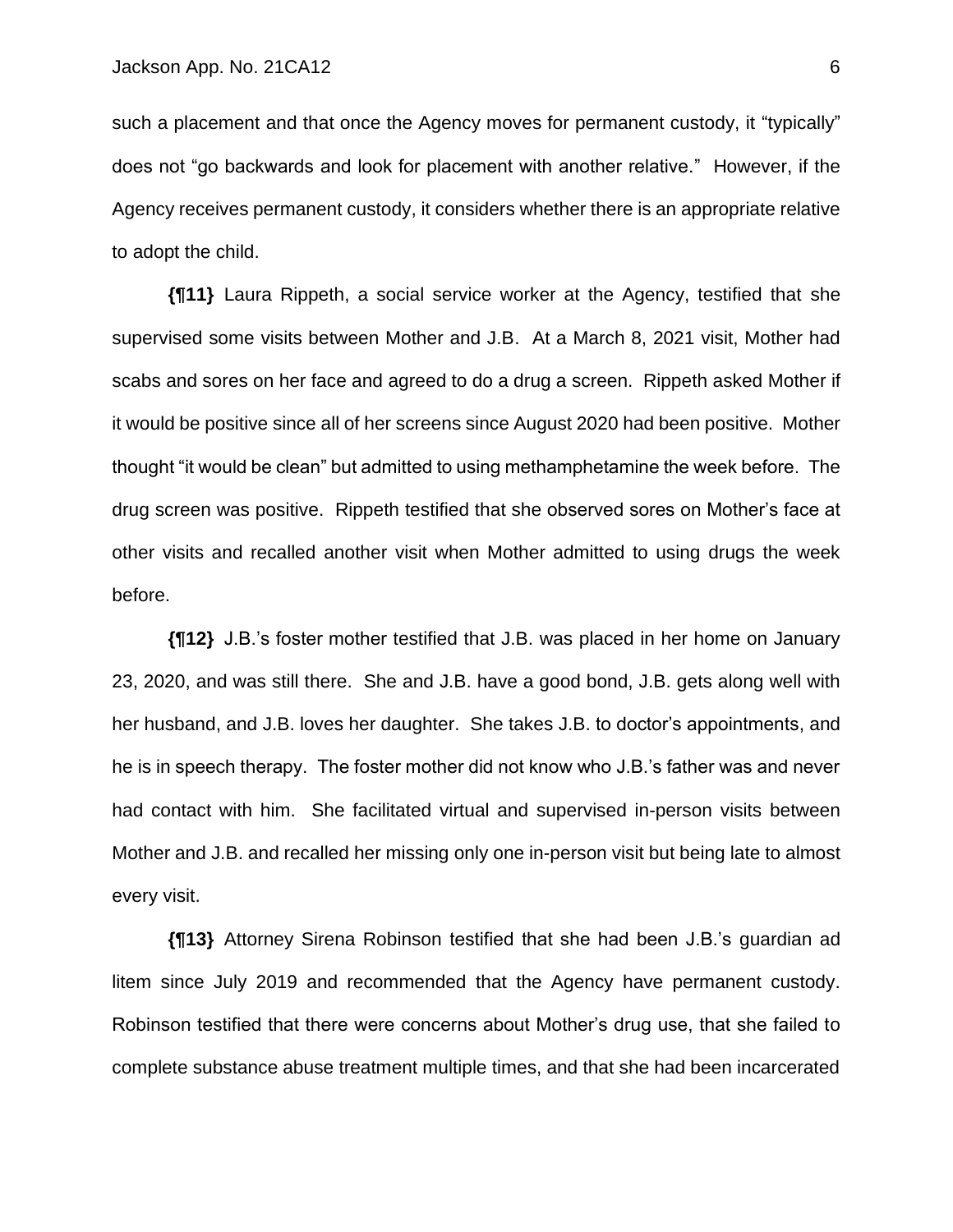such a placement and that once the Agency moves for permanent custody, it "typically" does not "go backwards and look for placement with another relative." However, if the Agency receives permanent custody, it considers whether there is an appropriate relative to adopt the child.

**{¶11}** Laura Rippeth, a social service worker at the Agency, testified that she supervised some visits between Mother and J.B. At a March 8, 2021 visit, Mother had scabs and sores on her face and agreed to do a drug a screen. Rippeth asked Mother if it would be positive since all of her screens since August 2020 had been positive. Mother thought "it would be clean" but admitted to using methamphetamine the week before. The drug screen was positive. Rippeth testified that she observed sores on Mother's face at other visits and recalled another visit when Mother admitted to using drugs the week before.

**{¶12}** J.B.'s foster mother testified that J.B. was placed in her home on January 23, 2020, and was still there. She and J.B. have a good bond, J.B. gets along well with her husband, and J.B. loves her daughter. She takes J.B. to doctor's appointments, and he is in speech therapy. The foster mother did not know who J.B.'s father was and never had contact with him. She facilitated virtual and supervised in-person visits between Mother and J.B. and recalled her missing only one in-person visit but being late to almost every visit.

**{¶13}** Attorney Sirena Robinson testified that she had been J.B.'s guardian ad litem since July 2019 and recommended that the Agency have permanent custody. Robinson testified that there were concerns about Mother's drug use, that she failed to complete substance abuse treatment multiple times, and that she had been incarcerated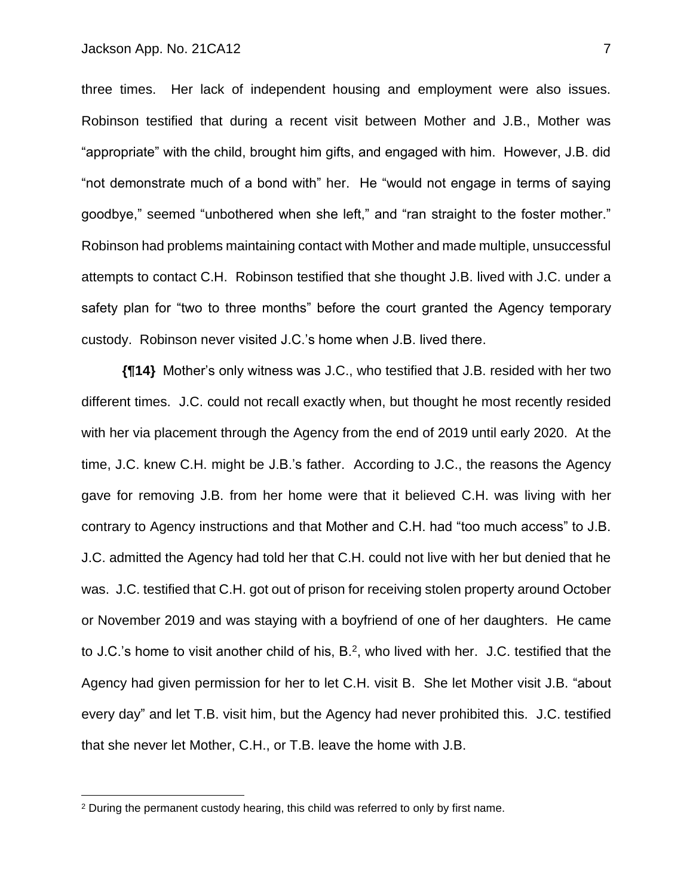three times. Her lack of independent housing and employment were also issues. Robinson testified that during a recent visit between Mother and J.B., Mother was "appropriate" with the child, brought him gifts, and engaged with him. However, J.B. did "not demonstrate much of a bond with" her. He "would not engage in terms of saying goodbye," seemed "unbothered when she left," and "ran straight to the foster mother." Robinson had problems maintaining contact with Mother and made multiple, unsuccessful attempts to contact C.H. Robinson testified that she thought J.B. lived with J.C. under a safety plan for "two to three months" before the court granted the Agency temporary custody. Robinson never visited J.C.'s home when J.B. lived there.

**{¶14}** Mother's only witness was J.C., who testified that J.B. resided with her two different times. J.C. could not recall exactly when, but thought he most recently resided with her via placement through the Agency from the end of 2019 until early 2020. At the time, J.C. knew C.H. might be J.B.'s father. According to J.C., the reasons the Agency gave for removing J.B. from her home were that it believed C.H. was living with her contrary to Agency instructions and that Mother and C.H. had "too much access" to J.B. J.C. admitted the Agency had told her that C.H. could not live with her but denied that he was. J.C. testified that C.H. got out of prison for receiving stolen property around October or November 2019 and was staying with a boyfriend of one of her daughters. He came to J.C.'s home to visit another child of his, B.[2], who lived with her. J.C. testified that the Agency had given permission for her to let C.H. visit B. She let Mother visit J.B. "about every day" and let T.B. visit him, but the Agency had never prohibited this. J.C. testified that she never let Mother, C.H., or T.B. leave the home with J.B.

[2] During the permanent custody hearing, this child was referred to only by first name.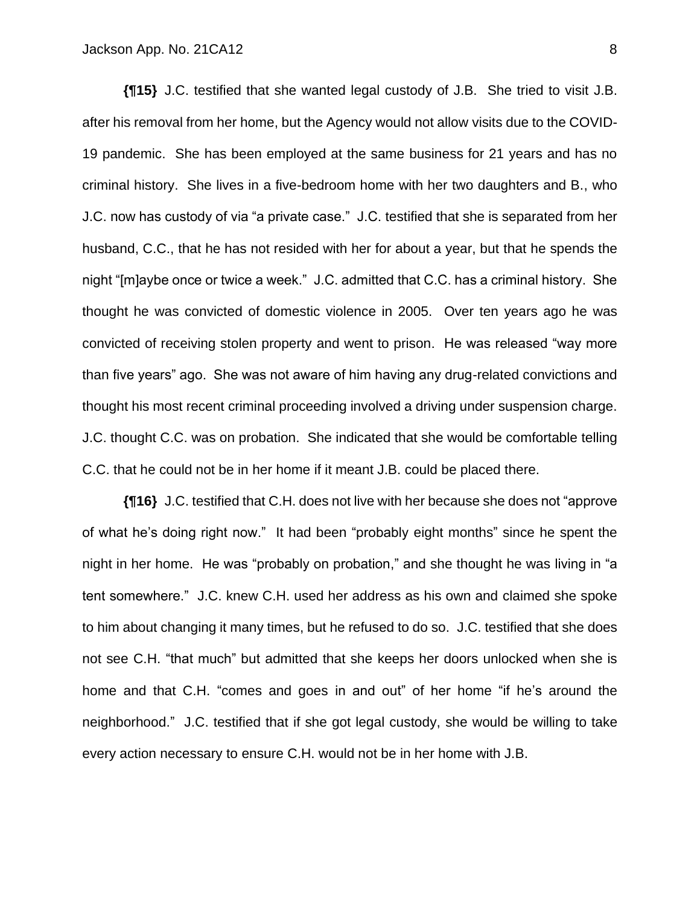**{¶15}** J.C. testified that she wanted legal custody of J.B. She tried to visit J.B. after his removal from her home, but the Agency would not allow visits due to the COVID-19 pandemic. She has been employed at the same business for 21 years and has no criminal history. She lives in a five-bedroom home with her two daughters and B., who J.C. now has custody of via "a private case." J.C. testified that she is separated from her husband, C.C., that he has not resided with her for about a year, but that he spends the night "[m]aybe once or twice a week." J.C. admitted that C.C. has a criminal history. She thought he was convicted of domestic violence in 2005. Over ten years ago he was convicted of receiving stolen property and went to prison. He was released "way more than five years" ago. She was not aware of him having any drug-related convictions and thought his most recent criminal proceeding involved a driving under suspension charge. J.C. thought C.C. was on probation. She indicated that she would be comfortable telling C.C. that he could not be in her home if it meant J.B. could be placed there.

**{¶16}** J.C. testified that C.H. does not live with her because she does not "approve of what he's doing right now." It had been "probably eight months" since he spent the night in her home. He was "probably on probation," and she thought he was living in "a tent somewhere." J.C. knew C.H. used her address as his own and claimed she spoke to him about changing it many times, but he refused to do so. J.C. testified that she does not see C.H. "that much" but admitted that she keeps her doors unlocked when she is home and that C.H. "comes and goes in and out" of her home "if he's around the neighborhood." J.C. testified that if she got legal custody, she would be willing to take every action necessary to ensure C.H. would not be in her home with J.B.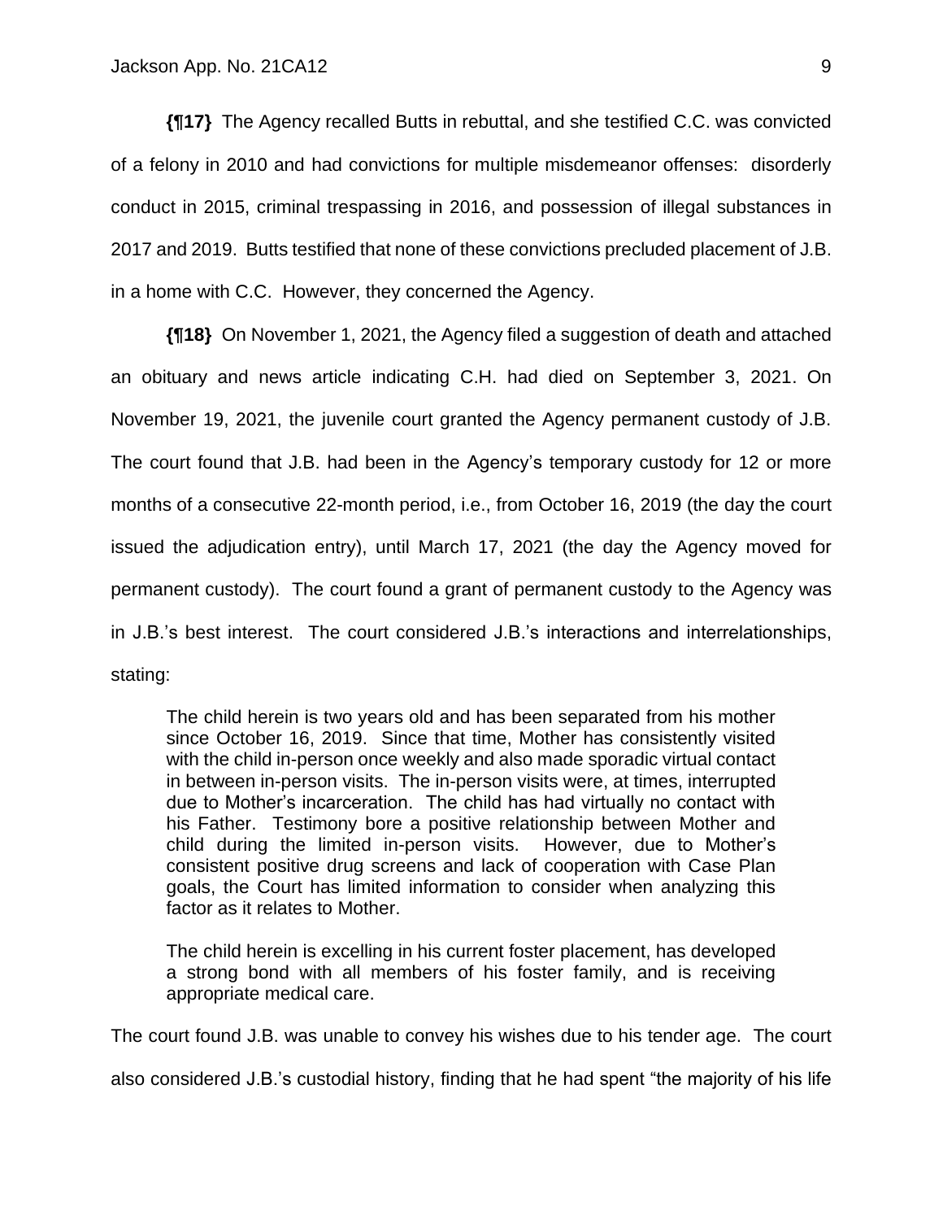**{¶17}** The Agency recalled Butts in rebuttal, and she testified C.C. was convicted of a felony in 2010 and had convictions for multiple misdemeanor offenses: disorderly conduct in 2015, criminal trespassing in 2016, and possession of illegal substances in 2017 and 2019. Butts testified that none of these convictions precluded placement of J.B. in a home with C.C. However, they concerned the Agency.

**{¶18}** On November 1, 2021, the Agency filed a suggestion of death and attached an obituary and news article indicating C.H. had died on September 3, 2021. On November 19, 2021, the juvenile court granted the Agency permanent custody of J.B. The court found that J.B. had been in the Agency's temporary custody for 12 or more months of a consecutive 22-month period, i.e., from October 16, 2019 (the day the court issued the adjudication entry), until March 17, 2021 (the day the Agency moved for permanent custody). The court found a grant of permanent custody to the Agency was in J.B.'s best interest. The court considered J.B.'s interactions and interrelationships, stating:

> The child herein is two years old and has been separated from his mother since October 16, 2019. Since that time, Mother has consistently visited with the child in-person once weekly and also made sporadic virtual contact in between in-person visits. The in-person visits were, at times, interrupted due to Mother's incarceration. The child has had virtually no contact with his Father. Testimony bore a positive relationship between Mother and child during the limited in-person visits. However, due to Mother's consistent positive drug screens and lack of cooperation with Case Plan goals, the Court has limited information to consider when analyzing this factor as it relates to Mother.
>
> The child herein is excelling in his current foster placement, has developed a strong bond with all members of his foster family, and is receiving appropriate medical care.

The court found J.B. was unable to convey his wishes due to his tender age. The court also considered J.B.'s custodial history, finding that he had spent "the majority of his life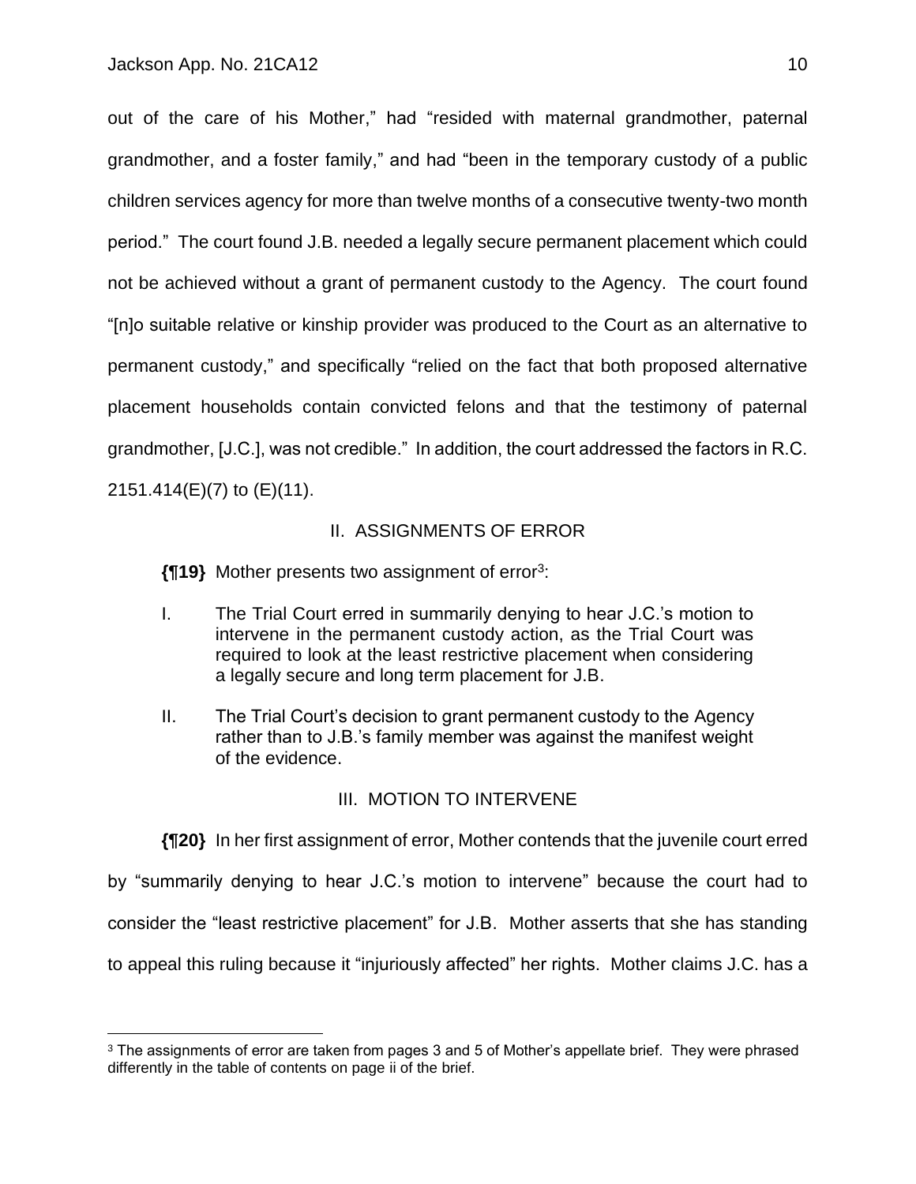out of the care of his Mother," had "resided with maternal grandmother, paternal grandmother, and a foster family," and had "been in the temporary custody of a public children services agency for more than twelve months of a consecutive twenty-two month period." The court found J.B. needed a legally secure permanent placement which could not be achieved without a grant of permanent custody to the Agency. The court found "[n]o suitable relative or kinship provider was produced to the Court as an alternative to permanent custody," and specifically "relied on the fact that both proposed alternative placement households contain convicted felons and that the testimony of paternal grandmother, [J.C.], was not credible." In addition, the court addressed the factors in R.C. 2151.414(E)(7) to (E)(11).

## II. ASSIGNMENTS OF ERROR

**{¶19}** Mother presents two assignment of error[3]:

> I. The Trial Court erred in summarily denying to hear J.C.'s motion to intervene in the permanent custody action, as the Trial Court was required to look at the least restrictive placement when considering a legally secure and long term placement for J.B.
>
> II. The Trial Court's decision to grant permanent custody to the Agency rather than to J.B.'s family member was against the manifest weight of the evidence.

## III. MOTION TO INTERVENE

**{¶20}** In her first assignment of error, Mother contends that the juvenile court erred by "summarily denying to hear J.C.'s motion to intervene" because the court had to consider the "least restrictive placement" for J.B. Mother asserts that she has standing to appeal this ruling because it "injuriously affected" her rights. Mother claims J.C. has a

---

[3] The assignments of error are taken from pages 3 and 5 of Mother's appellate brief. They were phrased differently in the table of contents on page ii of the brief.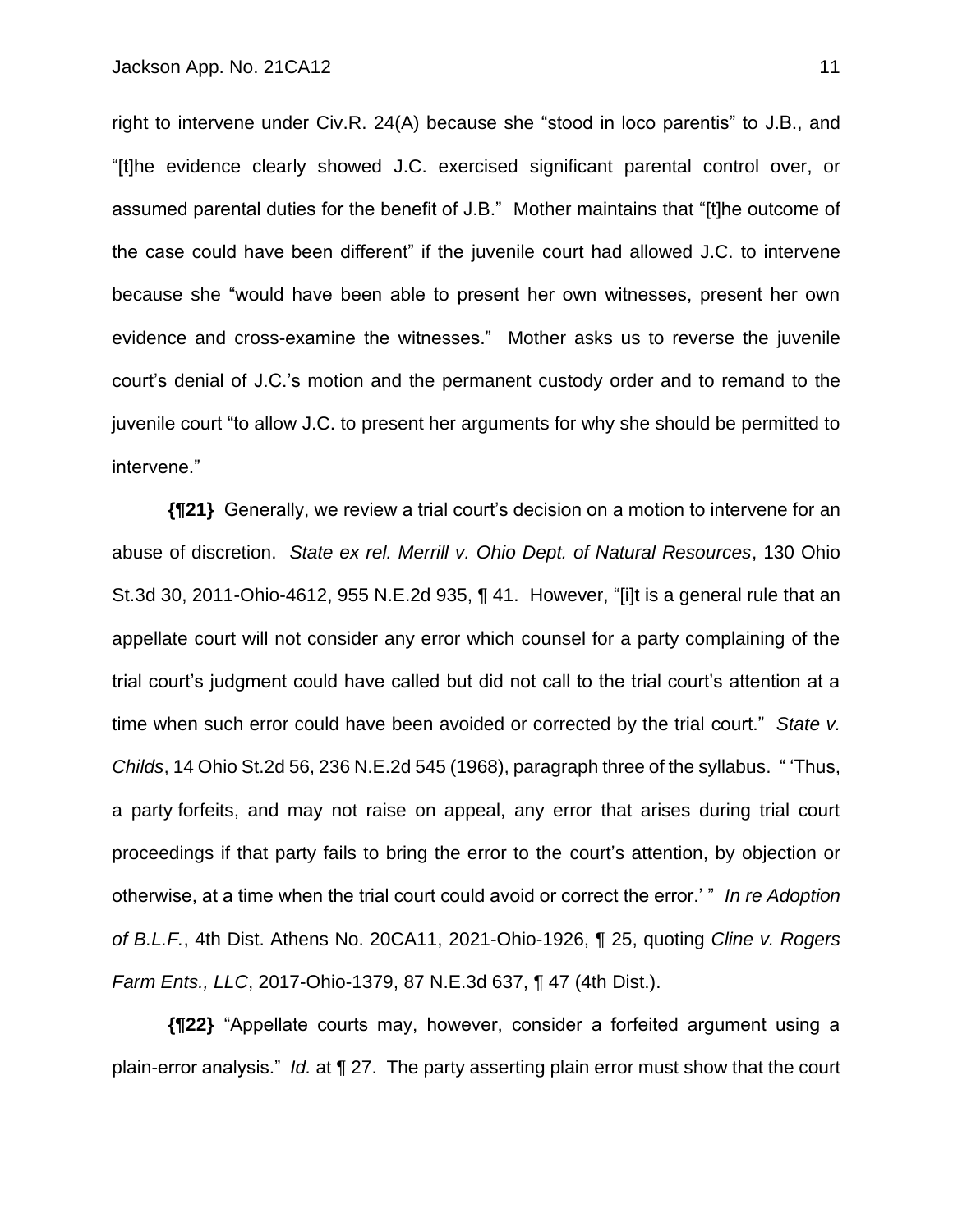right to intervene under Civ.R. 24(A) because she "stood in loco parentis" to J.B., and "[t]he evidence clearly showed J.C. exercised significant parental control over, or assumed parental duties for the benefit of J.B." Mother maintains that "[t]he outcome of the case could have been different" if the juvenile court had allowed J.C. to intervene because she "would have been able to present her own witnesses, present her own evidence and cross-examine the witnesses." Mother asks us to reverse the juvenile court's denial of J.C.'s motion and the permanent custody order and to remand to the juvenile court "to allow J.C. to present her arguments for why she should be permitted to intervene."

**{¶21}** Generally, we review a trial court's decision on a motion to intervene for an abuse of discretion. *State ex rel. Merrill v. Ohio Dept. of Natural Resources*, 130 Ohio St.3d 30, 2011-Ohio-4612, 955 N.E.2d 935, ¶ 41. However, "[i]t is a general rule that an appellate court will not consider any error which counsel for a party complaining of the trial court's judgment could have called but did not call to the trial court's attention at a time when such error could have been avoided or corrected by the trial court." *State v. Childs*, 14 Ohio St.2d 56, 236 N.E.2d 545 (1968), paragraph three of the syllabus. " 'Thus, a party forfeits, and may not raise on appeal, any error that arises during trial court proceedings if that party fails to bring the error to the court's attention, by objection or otherwise, at a time when the trial court could avoid or correct the error.' " *In re Adoption of B.L.F.*, 4th Dist. Athens No. 20CA11, 2021-Ohio-1926, ¶ 25, quoting *Cline v. Rogers Farm Ents., LLC*, 2017-Ohio-1379, 87 N.E.3d 637, ¶ 47 (4th Dist.).

**{¶22}** "Appellate courts may, however, consider a forfeited argument using a plain-error analysis." *Id.* at ¶ 27. The party asserting plain error must show that the court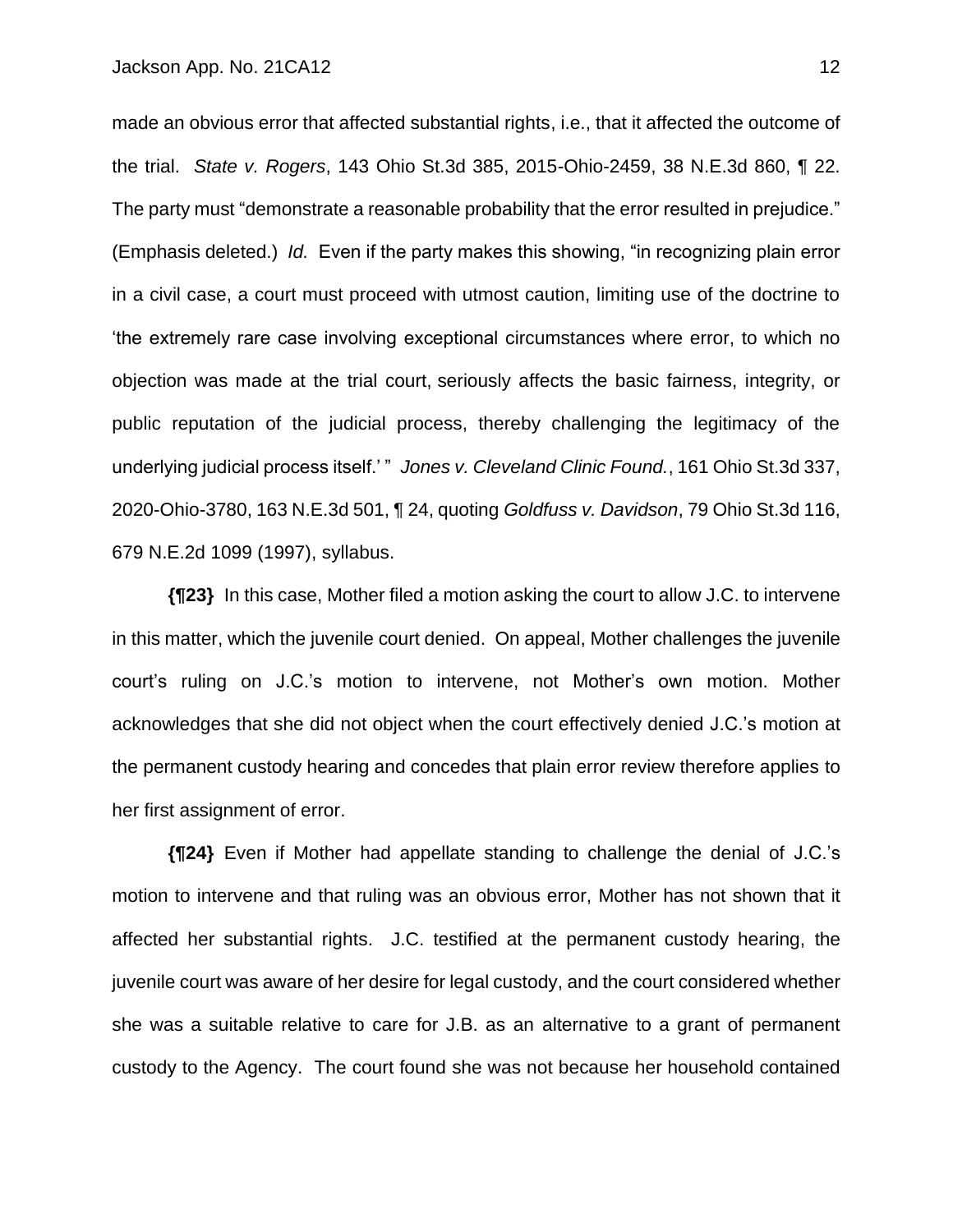made an obvious error that affected substantial rights, i.e., that it affected the outcome of the trial. *State v. Rogers*, 143 Ohio St.3d 385, 2015-Ohio-2459, 38 N.E.3d 860, ¶ 22. The party must "demonstrate a reasonable probability that the error resulted in prejudice." (Emphasis deleted.) *Id.* Even if the party makes this showing, "in recognizing plain error in a civil case, a court must proceed with utmost caution, limiting use of the doctrine to 'the extremely rare case involving exceptional circumstances where error, to which no objection was made at the trial court, seriously affects the basic fairness, integrity, or public reputation of the judicial process, thereby challenging the legitimacy of the underlying judicial process itself.' " *Jones v. Cleveland Clinic Found.*, 161 Ohio St.3d 337, 2020-Ohio-3780, 163 N.E.3d 501, ¶ 24, quoting *Goldfuss v. Davidson*, 79 Ohio St.3d 116, 679 N.E.2d 1099 (1997), syllabus.

**{¶23}** In this case, Mother filed a motion asking the court to allow J.C. to intervene in this matter, which the juvenile court denied. On appeal, Mother challenges the juvenile court's ruling on J.C.'s motion to intervene, not Mother's own motion. Mother acknowledges that she did not object when the court effectively denied J.C.'s motion at the permanent custody hearing and concedes that plain error review therefore applies to her first assignment of error.

**{¶24}** Even if Mother had appellate standing to challenge the denial of J.C.'s motion to intervene and that ruling was an obvious error, Mother has not shown that it affected her substantial rights. J.C. testified at the permanent custody hearing, the juvenile court was aware of her desire for legal custody, and the court considered whether she was a suitable relative to care for J.B. as an alternative to a grant of permanent custody to the Agency. The court found she was not because her household contained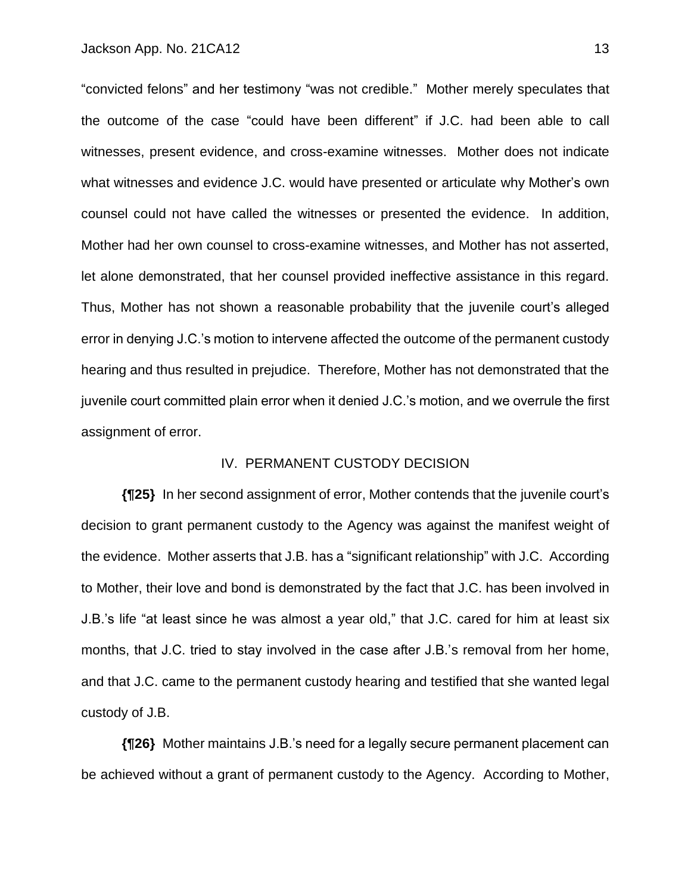"convicted felons" and her testimony "was not credible." Mother merely speculates that the outcome of the case "could have been different" if J.C. had been able to call witnesses, present evidence, and cross-examine witnesses. Mother does not indicate what witnesses and evidence J.C. would have presented or articulate why Mother's own counsel could not have called the witnesses or presented the evidence. In addition, Mother had her own counsel to cross-examine witnesses, and Mother has not asserted, let alone demonstrated, that her counsel provided ineffective assistance in this regard. Thus, Mother has not shown a reasonable probability that the juvenile court's alleged error in denying J.C.'s motion to intervene affected the outcome of the permanent custody hearing and thus resulted in prejudice. Therefore, Mother has not demonstrated that the juvenile court committed plain error when it denied J.C.'s motion, and we overrule the first assignment of error.

## IV. PERMANENT CUSTODY DECISION

**{¶25}** In her second assignment of error, Mother contends that the juvenile court's decision to grant permanent custody to the Agency was against the manifest weight of the evidence. Mother asserts that J.B. has a "significant relationship" with J.C. According to Mother, their love and bond is demonstrated by the fact that J.C. has been involved in J.B.'s life "at least since he was almost a year old," that J.C. cared for him at least six months, that J.C. tried to stay involved in the case after J.B.'s removal from her home, and that J.C. came to the permanent custody hearing and testified that she wanted legal custody of J.B.

**{¶26}** Mother maintains J.B.'s need for a legally secure permanent placement can be achieved without a grant of permanent custody to the Agency. According to Mother,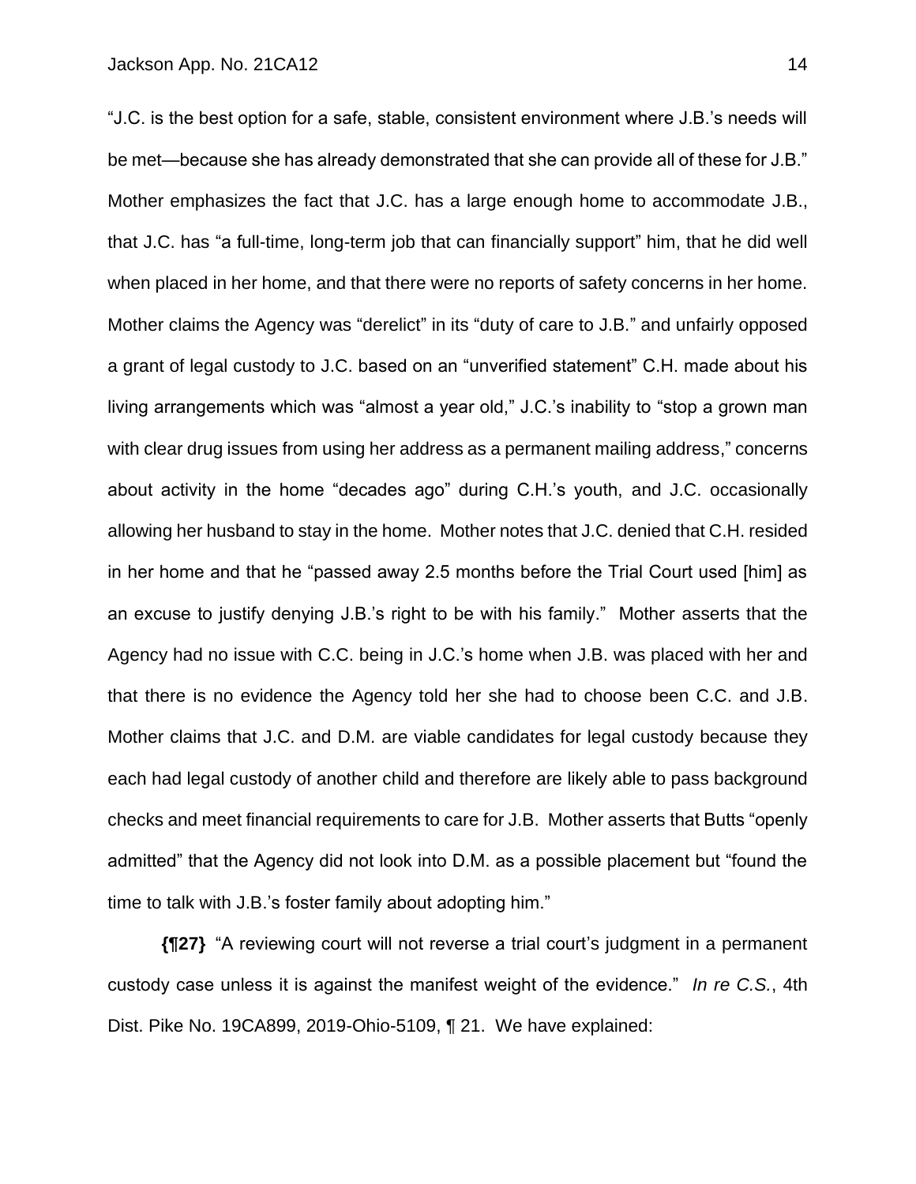"J.C. is the best option for a safe, stable, consistent environment where J.B.'s needs will be met—because she has already demonstrated that she can provide all of these for J.B." Mother emphasizes the fact that J.C. has a large enough home to accommodate J.B., that J.C. has "a full-time, long-term job that can financially support" him, that he did well when placed in her home, and that there were no reports of safety concerns in her home. Mother claims the Agency was "derelict" in its "duty of care to J.B." and unfairly opposed a grant of legal custody to J.C. based on an "unverified statement" C.H. made about his living arrangements which was "almost a year old," J.C.'s inability to "stop a grown man with clear drug issues from using her address as a permanent mailing address," concerns about activity in the home "decades ago" during C.H.'s youth, and J.C. occasionally allowing her husband to stay in the home. Mother notes that J.C. denied that C.H. resided in her home and that he "passed away 2.5 months before the Trial Court used [him] as an excuse to justify denying J.B.'s right to be with his family." Mother asserts that the Agency had no issue with C.C. being in J.C.'s home when J.B. was placed with her and that there is no evidence the Agency told her she had to choose been C.C. and J.B. Mother claims that J.C. and D.M. are viable candidates for legal custody because they each had legal custody of another child and therefore are likely able to pass background checks and meet financial requirements to care for J.B. Mother asserts that Butts "openly admitted" that the Agency did not look into D.M. as a possible placement but "found the time to talk with J.B.'s foster family about adopting him."

**{¶27}** "A reviewing court will not reverse a trial court's judgment in a permanent custody case unless it is against the manifest weight of the evidence." *In re C.S.*, 4th Dist. Pike No. 19CA899, 2019-Ohio-5109, ¶ 21. We have explained: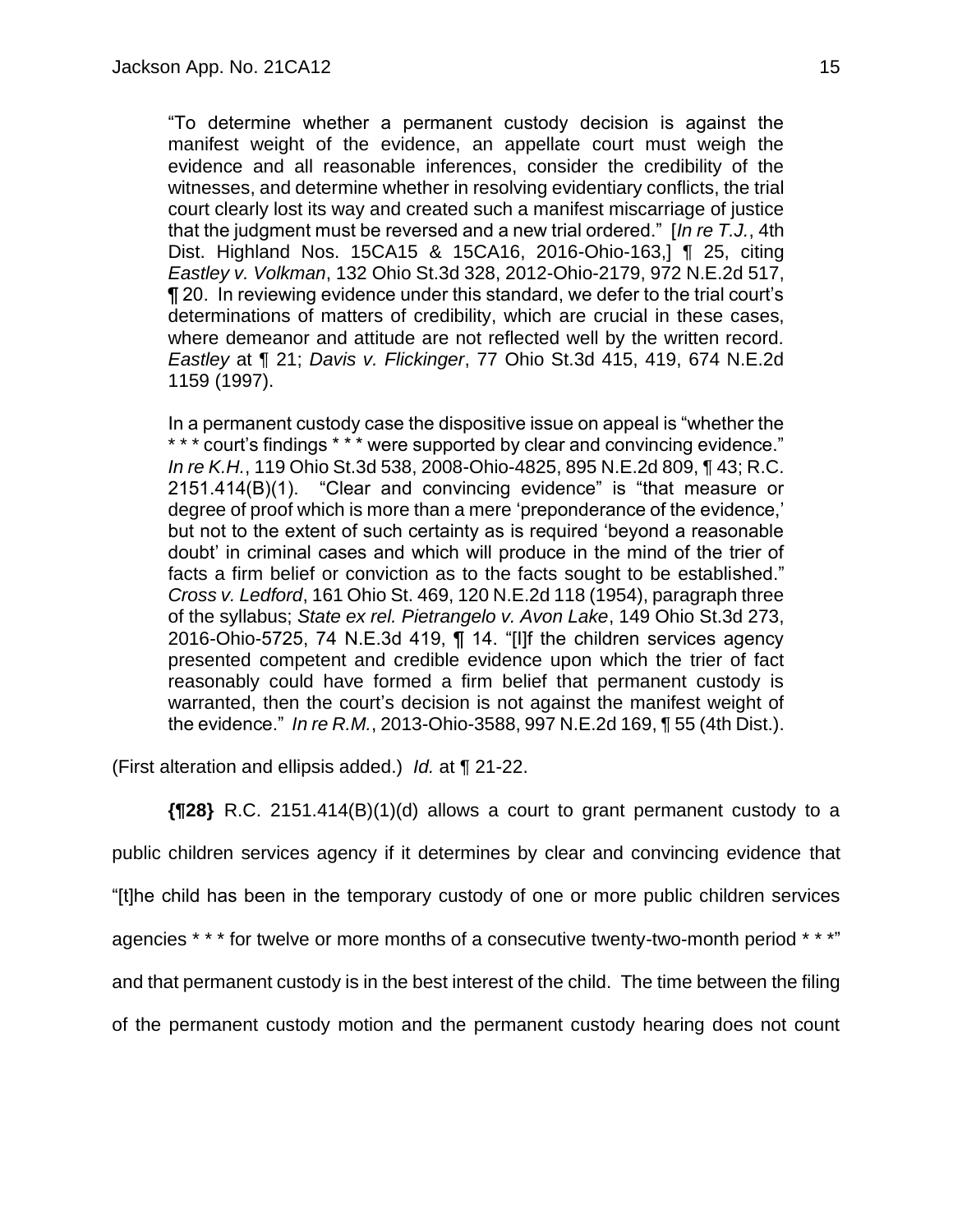> "To determine whether a permanent custody decision is against the manifest weight of the evidence, an appellate court must weigh the evidence and all reasonable inferences, consider the credibility of the witnesses, and determine whether in resolving evidentiary conflicts, the trial court clearly lost its way and created such a manifest miscarriage of justice that the judgment must be reversed and a new trial ordered." [*In re T.J.*, 4th Dist. Highland Nos. 15CA15 & 15CA16, 2016-Ohio-163,] ¶ 25, citing *Eastley v. Volkman*, 132 Ohio St.3d 328, 2012-Ohio-2179, 972 N.E.2d 517, ¶ 20. In reviewing evidence under this standard, we defer to the trial court's determinations of matters of credibility, which are crucial in these cases, where demeanor and attitude are not reflected well by the written record. *Eastley* at ¶ 21; *Davis v. Flickinger*, 77 Ohio St.3d 415, 419, 674 N.E.2d 1159 (1997).
>
> In a permanent custody case the dispositive issue on appeal is "whether the * * * court's findings * * * were supported by clear and convincing evidence." *In re K.H.*, 119 Ohio St.3d 538, 2008-Ohio-4825, 895 N.E.2d 809, ¶ 43; R.C. 2151.414(B)(1). "Clear and convincing evidence" is "that measure or degree of proof which is more than a mere 'preponderance of the evidence,' but not to the extent of such certainty as is required 'beyond a reasonable doubt' in criminal cases and which will produce in the mind of the trier of facts a firm belief or conviction as to the facts sought to be established." *Cross v. Ledford*, 161 Ohio St. 469, 120 N.E.2d 118 (1954), paragraph three of the syllabus; *State ex rel. Pietrangelo v. Avon Lake*, 149 Ohio St.3d 273, 2016-Ohio-5725, 74 N.E.3d 419, ¶ 14. "[I]f the children services agency presented competent and credible evidence upon which the trier of fact reasonably could have formed a firm belief that permanent custody is warranted, then the court's decision is not against the manifest weight of the evidence." *In re R.M.*, 2013-Ohio-3588, 997 N.E.2d 169, ¶ 55 (4th Dist.).

(First alteration and ellipsis added.) *Id.* at ¶ 21-22.

**{¶28}** R.C. 2151.414(B)(1)(d) allows a court to grant permanent custody to a public children services agency if it determines by clear and convincing evidence that "[t]he child has been in the temporary custody of one or more public children services agencies * * * for twelve or more months of a consecutive twenty-two-month period * * *" and that permanent custody is in the best interest of the child. The time between the filing of the permanent custody motion and the permanent custody hearing does not count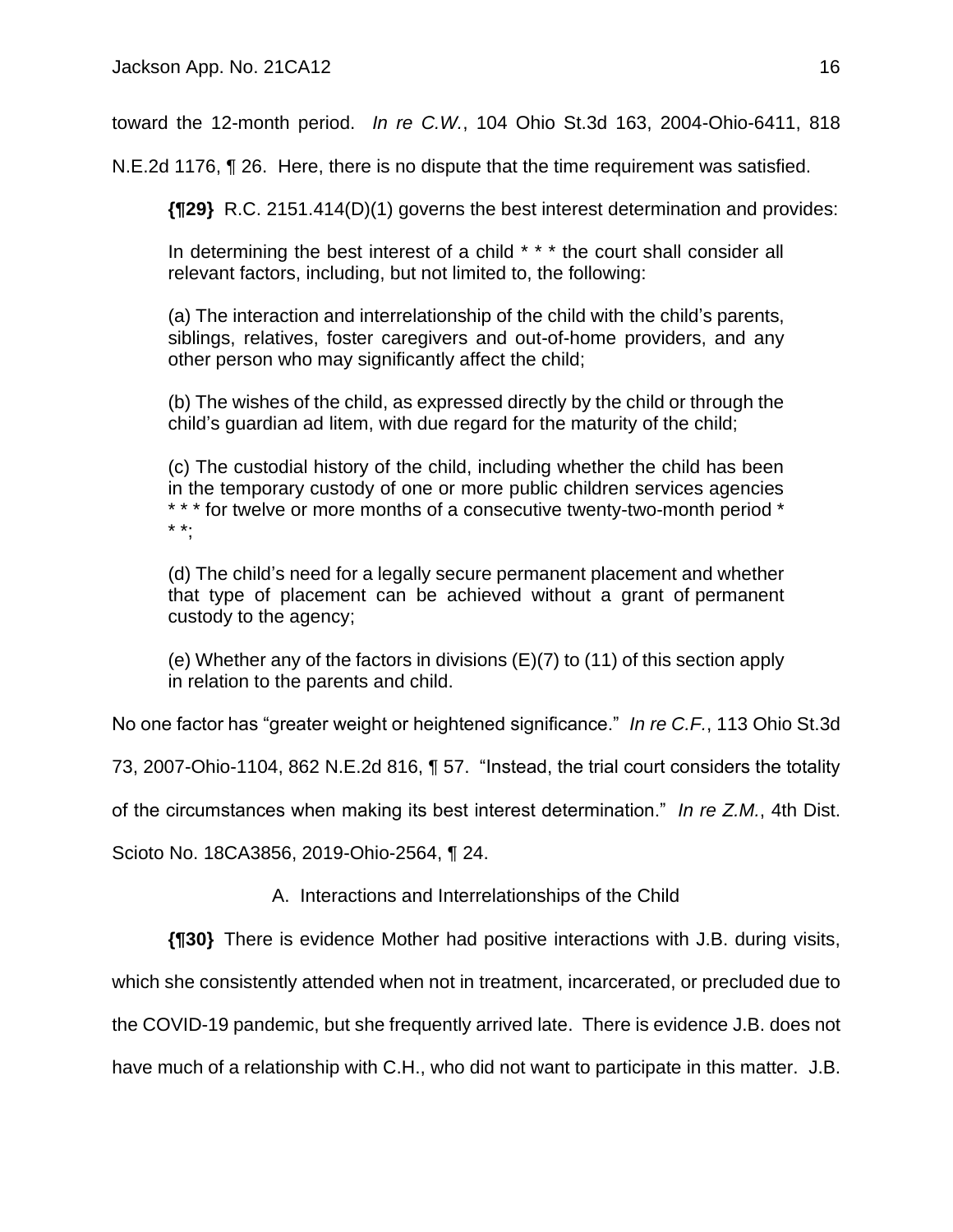toward the 12-month period. *In re C.W.*, 104 Ohio St.3d 163, 2004-Ohio-6411, 818 N.E.2d 1176, ¶ 26. Here, there is no dispute that the time requirement was satisfied.

**{¶29}** R.C. 2151.414(D)(1) governs the best interest determination and provides:

> In determining the best interest of a child * * * the court shall consider all relevant factors, including, but not limited to, the following:
>
> (a) The interaction and interrelationship of the child with the child's parents, siblings, relatives, foster caregivers and out-of-home providers, and any other person who may significantly affect the child;
>
> (b) The wishes of the child, as expressed directly by the child or through the child's guardian ad litem, with due regard for the maturity of the child;
>
> (c) The custodial history of the child, including whether the child has been in the temporary custody of one or more public children services agencies * * * for twelve or more months of a consecutive twenty-two-month period * * *;
>
> (d) The child's need for a legally secure permanent placement and whether that type of placement can be achieved without a grant of permanent custody to the agency;
>
> (e) Whether any of the factors in divisions (E)(7) to (11) of this section apply in relation to the parents and child.

No one factor has "greater weight or heightened significance." *In re C.F.*, 113 Ohio St.3d 73, 2007-Ohio-1104, 862 N.E.2d 816, ¶ 57. "Instead, the trial court considers the totality of the circumstances when making its best interest determination." *In re Z.M.*, 4th Dist. Scioto No. 18CA3856, 2019-Ohio-2564, ¶ 24.

A. Interactions and Interrelationships of the Child

**{¶30}** There is evidence Mother had positive interactions with J.B. during visits, which she consistently attended when not in treatment, incarcerated, or precluded due to the COVID-19 pandemic, but she frequently arrived late. There is evidence J.B. does not have much of a relationship with C.H., who did not want to participate in this matter. J.B.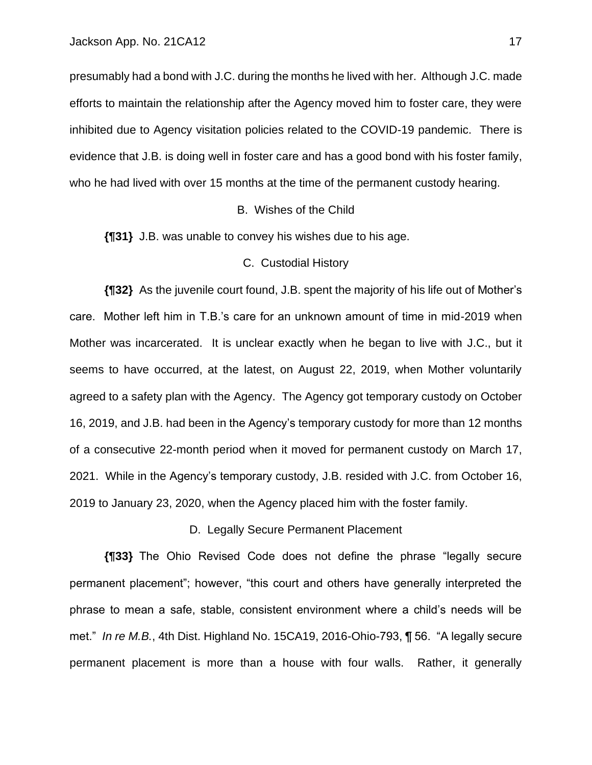presumably had a bond with J.C. during the months he lived with her. Although J.C. made efforts to maintain the relationship after the Agency moved him to foster care, they were inhibited due to Agency visitation policies related to the COVID-19 pandemic. There is evidence that J.B. is doing well in foster care and has a good bond with his foster family, who he had lived with over 15 months at the time of the permanent custody hearing.

B. Wishes of the Child

**{¶31}** J.B. was unable to convey his wishes due to his age.

C. Custodial History

**{¶32}** As the juvenile court found, J.B. spent the majority of his life out of Mother's care. Mother left him in T.B.'s care for an unknown amount of time in mid-2019 when Mother was incarcerated. It is unclear exactly when he began to live with J.C., but it seems to have occurred, at the latest, on August 22, 2019, when Mother voluntarily agreed to a safety plan with the Agency. The Agency got temporary custody on October 16, 2019, and J.B. had been in the Agency's temporary custody for more than 12 months of a consecutive 22-month period when it moved for permanent custody on March 17, 2021. While in the Agency's temporary custody, J.B. resided with J.C. from October 16, 2019 to January 23, 2020, when the Agency placed him with the foster family.

D. Legally Secure Permanent Placement

**{¶33}** The Ohio Revised Code does not define the phrase "legally secure permanent placement"; however, "this court and others have generally interpreted the phrase to mean a safe, stable, consistent environment where a child's needs will be met." *In re M.B.*, 4th Dist. Highland No. 15CA19, 2016-Ohio-793, ¶ 56. "A legally secure permanent placement is more than a house with four walls. Rather, it generally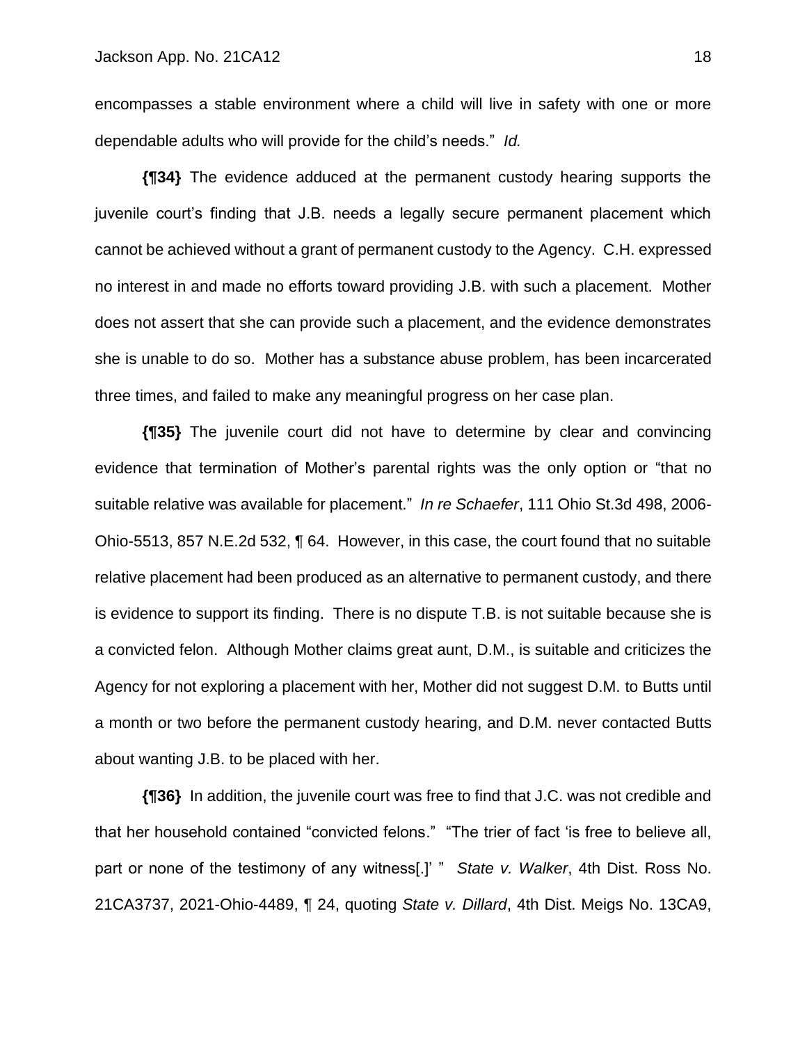encompasses a stable environment where a child will live in safety with one or more dependable adults who will provide for the child's needs." *Id.*

**{¶34}** The evidence adduced at the permanent custody hearing supports the juvenile court's finding that J.B. needs a legally secure permanent placement which cannot be achieved without a grant of permanent custody to the Agency. C.H. expressed no interest in and made no efforts toward providing J.B. with such a placement. Mother does not assert that she can provide such a placement, and the evidence demonstrates she is unable to do so. Mother has a substance abuse problem, has been incarcerated three times, and failed to make any meaningful progress on her case plan.

**{¶35}** The juvenile court did not have to determine by clear and convincing evidence that termination of Mother's parental rights was the only option or "that no suitable relative was available for placement." *In re Schaefer*, 111 Ohio St.3d 498, 2006-Ohio-5513, 857 N.E.2d 532, ¶ 64. However, in this case, the court found that no suitable relative placement had been produced as an alternative to permanent custody, and there is evidence to support its finding. There is no dispute T.B. is not suitable because she is a convicted felon. Although Mother claims great aunt, D.M., is suitable and criticizes the Agency for not exploring a placement with her, Mother did not suggest D.M. to Butts until a month or two before the permanent custody hearing, and D.M. never contacted Butts about wanting J.B. to be placed with her.

**{¶36}** In addition, the juvenile court was free to find that J.C. was not credible and that her household contained "convicted felons." "The trier of fact 'is free to believe all, part or none of the testimony of any witness[.]' " *State v. Walker*, 4th Dist. Ross No. 21CA3737, 2021-Ohio-4489, ¶ 24, quoting *State v. Dillard*, 4th Dist. Meigs No. 13CA9,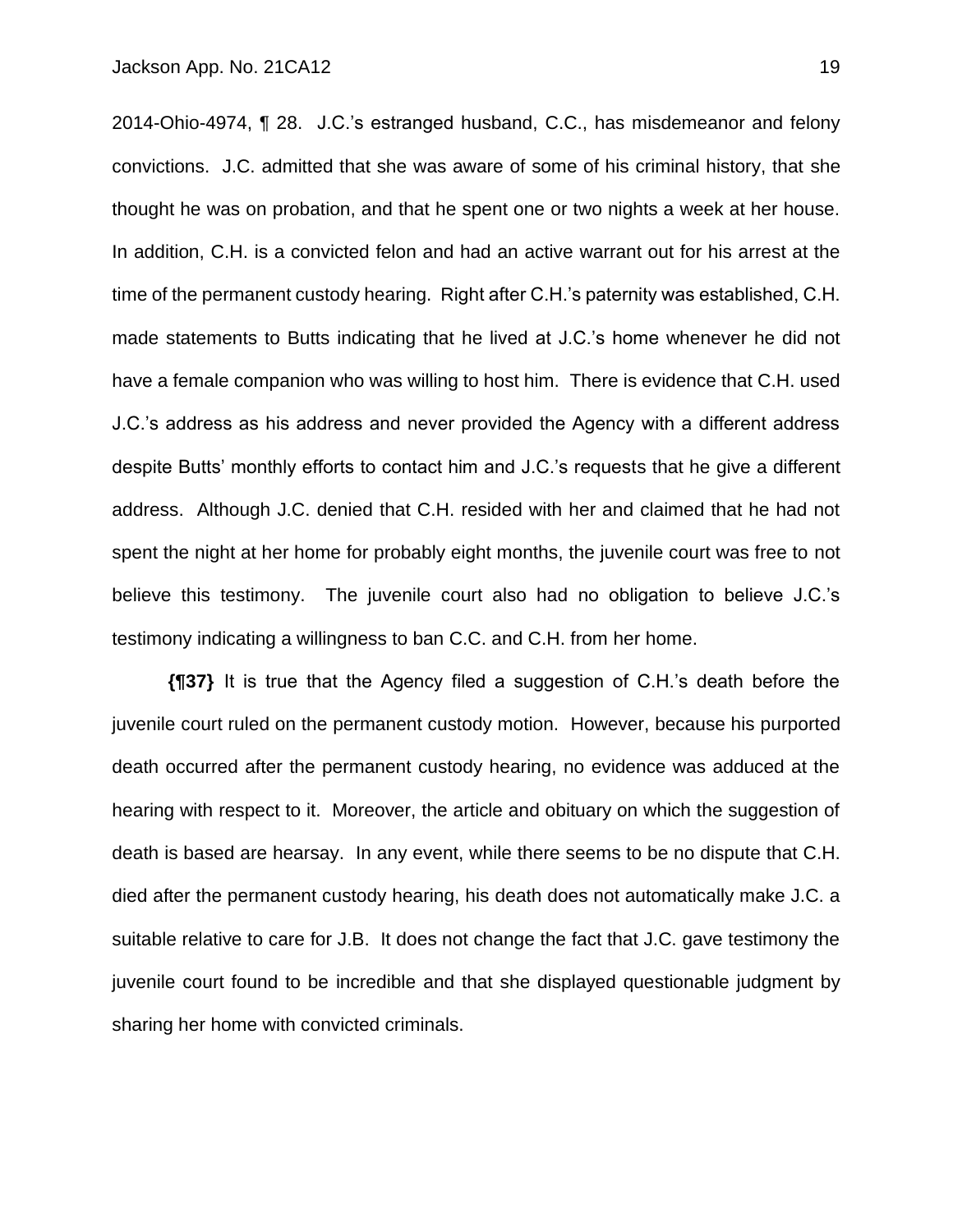2014-Ohio-4974, ¶ 28. J.C.'s estranged husband, C.C., has misdemeanor and felony convictions. J.C. admitted that she was aware of some of his criminal history, that she thought he was on probation, and that he spent one or two nights a week at her house. In addition, C.H. is a convicted felon and had an active warrant out for his arrest at the time of the permanent custody hearing. Right after C.H.'s paternity was established, C.H. made statements to Butts indicating that he lived at J.C.'s home whenever he did not have a female companion who was willing to host him. There is evidence that C.H. used J.C.'s address as his address and never provided the Agency with a different address despite Butts' monthly efforts to contact him and J.C.'s requests that he give a different address. Although J.C. denied that C.H. resided with her and claimed that he had not spent the night at her home for probably eight months, the juvenile court was free to not believe this testimony. The juvenile court also had no obligation to believe J.C.'s testimony indicating a willingness to ban C.C. and C.H. from her home.

**{¶37}** It is true that the Agency filed a suggestion of C.H.'s death before the juvenile court ruled on the permanent custody motion. However, because his purported death occurred after the permanent custody hearing, no evidence was adduced at the hearing with respect to it. Moreover, the article and obituary on which the suggestion of death is based are hearsay. In any event, while there seems to be no dispute that C.H. died after the permanent custody hearing, his death does not automatically make J.C. a suitable relative to care for J.B. It does not change the fact that J.C. gave testimony the juvenile court found to be incredible and that she displayed questionable judgment by sharing her home with convicted criminals.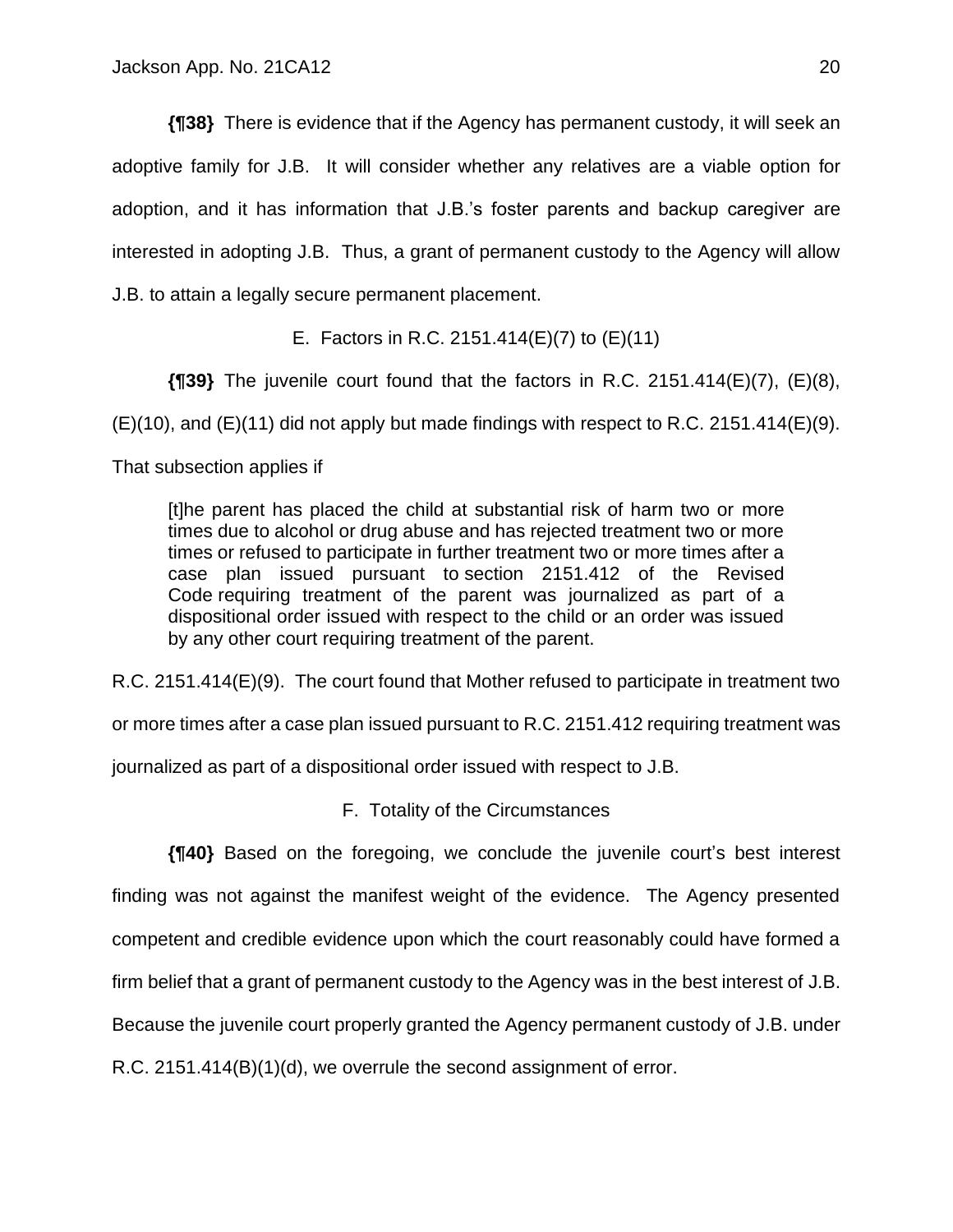**{¶38}** There is evidence that if the Agency has permanent custody, it will seek an adoptive family for J.B. It will consider whether any relatives are a viable option for adoption, and it has information that J.B.'s foster parents and backup caregiver are interested in adopting J.B. Thus, a grant of permanent custody to the Agency will allow J.B. to attain a legally secure permanent placement.

E. Factors in R.C. 2151.414(E)(7) to (E)(11)

**{¶39}** The juvenile court found that the factors in R.C. 2151.414(E)(7), (E)(8), (E)(10), and (E)(11) did not apply but made findings with respect to R.C. 2151.414(E)(9). That subsection applies if

> [t]he parent has placed the child at substantial risk of harm two or more times due to alcohol or drug abuse and has rejected treatment two or more times or refused to participate in further treatment two or more times after a case plan issued pursuant to section 2151.412 of the Revised Code requiring treatment of the parent was journalized as part of a dispositional order issued with respect to the child or an order was issued by any other court requiring treatment of the parent.

R.C. 2151.414(E)(9). The court found that Mother refused to participate in treatment two or more times after a case plan issued pursuant to R.C. 2151.412 requiring treatment was journalized as part of a dispositional order issued with respect to J.B.

F. Totality of the Circumstances

**{¶40}** Based on the foregoing, we conclude the juvenile court's best interest finding was not against the manifest weight of the evidence. The Agency presented competent and credible evidence upon which the court reasonably could have formed a firm belief that a grant of permanent custody to the Agency was in the best interest of J.B. Because the juvenile court properly granted the Agency permanent custody of J.B. under R.C. 2151.414(B)(1)(d), we overrule the second assignment of error.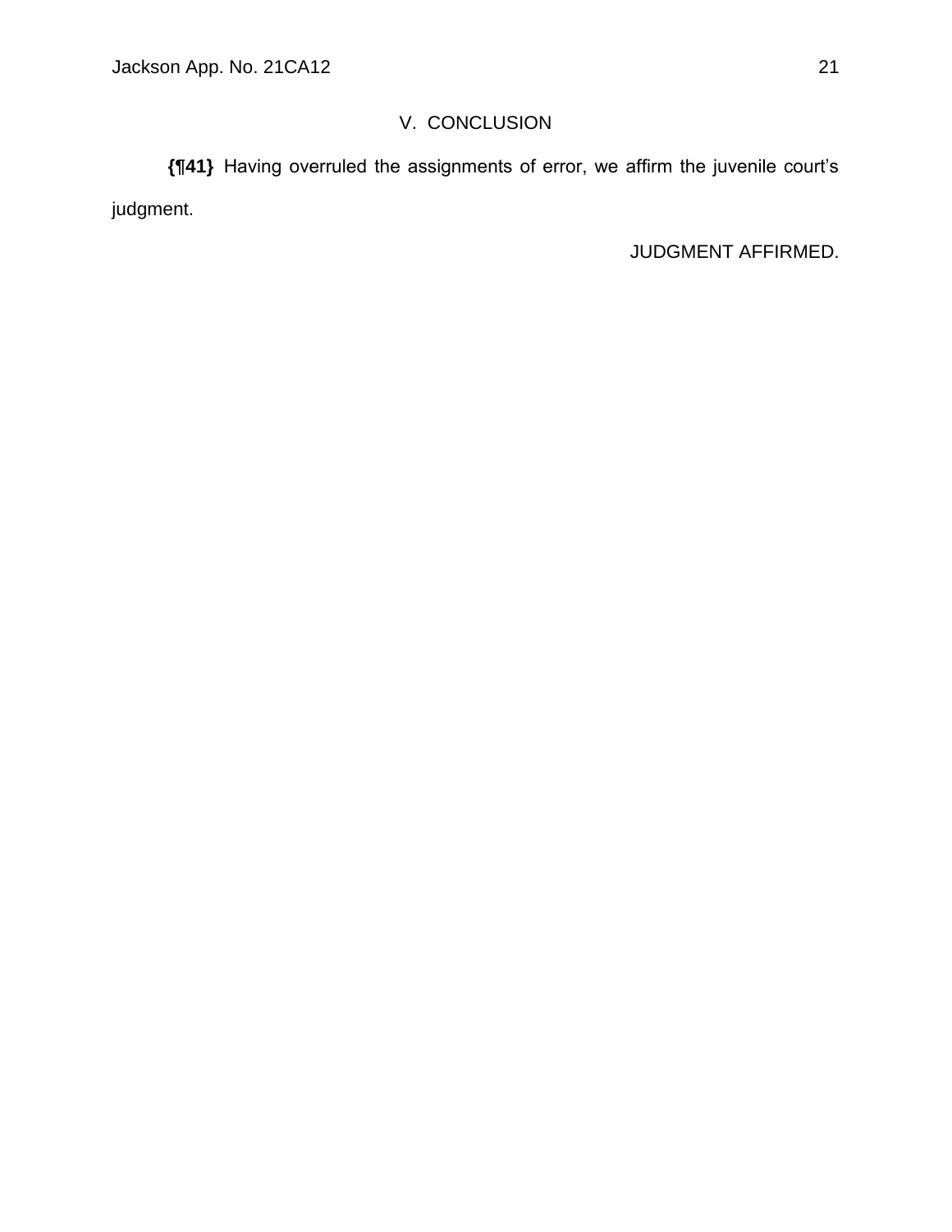## V. CONCLUSION

**{¶41}** Having overruled the assignments of error, we affirm the juvenile court's judgment.

JUDGMENT AFFIRMED.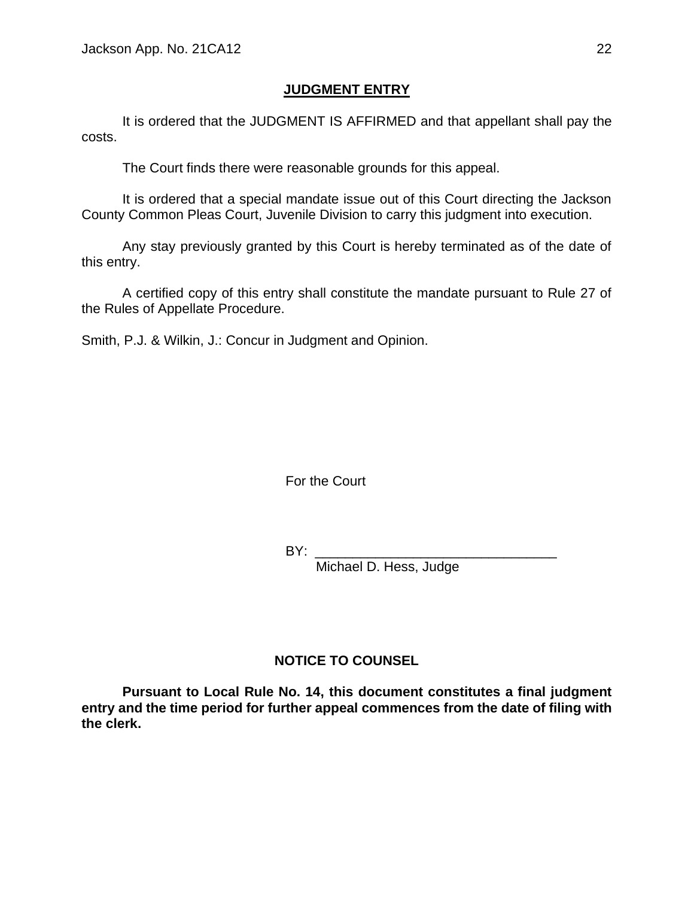## JUDGMENT ENTRY

It is ordered that the JUDGMENT IS AFFIRMED and that appellant shall pay the costs.

The Court finds there were reasonable grounds for this appeal.

It is ordered that a special mandate issue out of this Court directing the Jackson County Common Pleas Court, Juvenile Division to carry this judgment into execution.

Any stay previously granted by this Court is hereby terminated as of the date of this entry.

A certified copy of this entry shall constitute the mandate pursuant to Rule 27 of the Rules of Appellate Procedure.

Smith, P.J. & Wilkin, J.: Concur in Judgment and Opinion.

For the Court

BY: ________________________________
Michael D. Hess, Judge

## NOTICE TO COUNSEL

**Pursuant to Local Rule No. 14, this document constitutes a final judgment entry and the time period for further appeal commences from the date of filing with the clerk.**